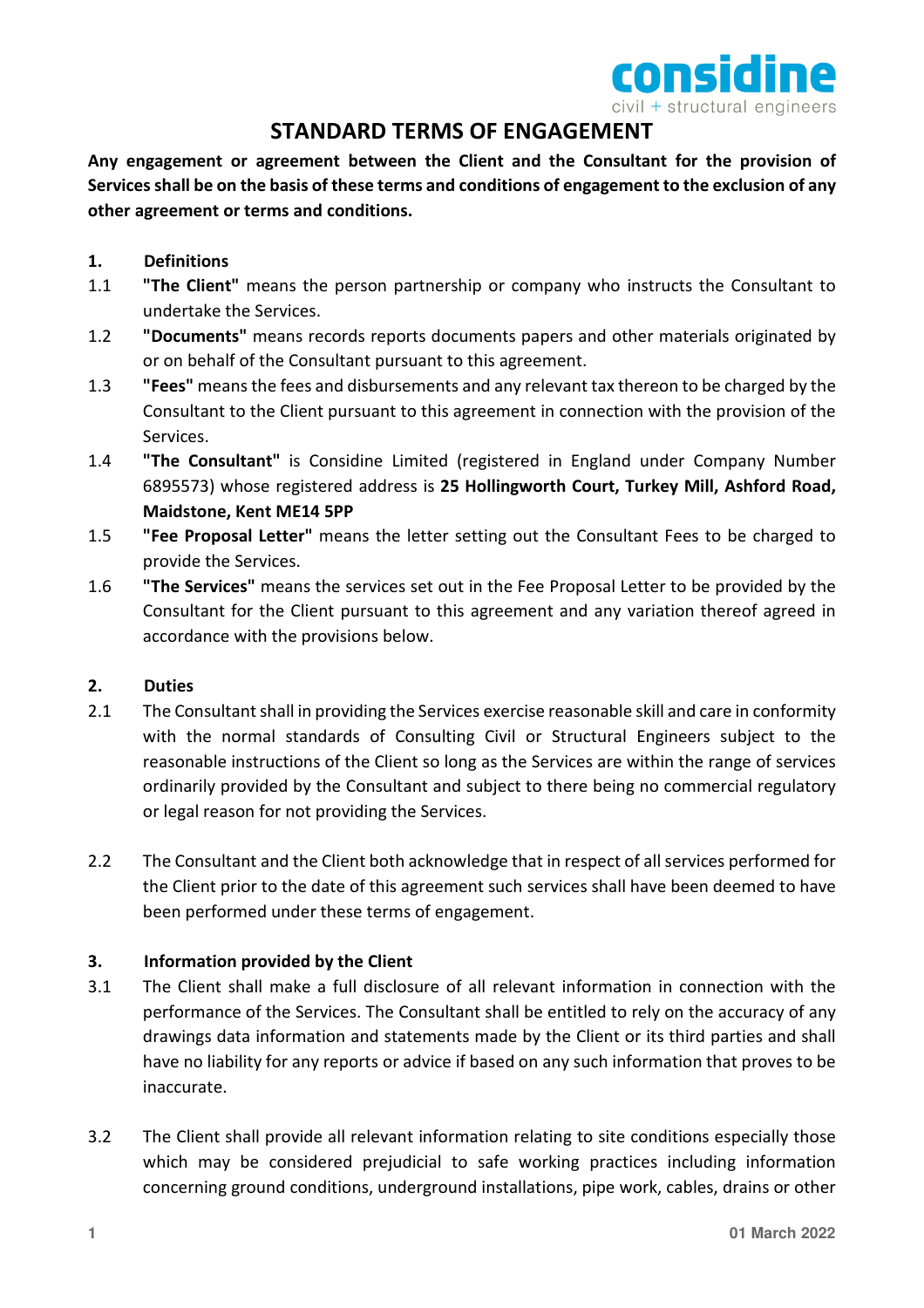considine
civil + structural engineers

# STANDARD TERMS OF ENGAGEMENT

**Any engagement or agreement between the Client and the Consultant for the provision of Services shall be on the basis of these terms and conditions of engagement to the exclusion of any other agreement or terms and conditions.**

## 1. Definitions

1.1 **"The Client"** means the person partnership or company who instructs the Consultant to undertake the Services.

1.2 **"Documents"** means records reports documents papers and other materials originated by or on behalf of the Consultant pursuant to this agreement.

1.3 **"Fees"** means the fees and disbursements and any relevant tax thereon to be charged by the Consultant to the Client pursuant to this agreement in connection with the provision of the Services.

1.4 **"The Consultant"** is Considine Limited (registered in England under Company Number 6895573) whose registered address is **25 Hollingworth Court, Turkey Mill, Ashford Road, Maidstone, Kent ME14 5PP**

1.5 **"Fee Proposal Letter"** means the letter setting out the Consultant Fees to be charged to provide the Services.

1.6 **"The Services"** means the services set out in the Fee Proposal Letter to be provided by the Consultant for the Client pursuant to this agreement and any variation thereof agreed in accordance with the provisions below.

## 2. Duties

2.1 The Consultant shall in providing the Services exercise reasonable skill and care in conformity with the normal standards of Consulting Civil or Structural Engineers subject to the reasonable instructions of the Client so long as the Services are within the range of services ordinarily provided by the Consultant and subject to there being no commercial regulatory or legal reason for not providing the Services.

2.2 The Consultant and the Client both acknowledge that in respect of all services performed for the Client prior to the date of this agreement such services shall have been deemed to have been performed under these terms of engagement.

## 3. Information provided by the Client

3.1 The Client shall make a full disclosure of all relevant information in connection with the performance of the Services. The Consultant shall be entitled to rely on the accuracy of any drawings data information and statements made by the Client or its third parties and shall have no liability for any reports or advice if based on any such information that proves to be inaccurate.

3.2 The Client shall provide all relevant information relating to site conditions especially those which may be considered prejudicial to safe working practices including information concerning ground conditions, underground installations, pipe work, cables, drains or other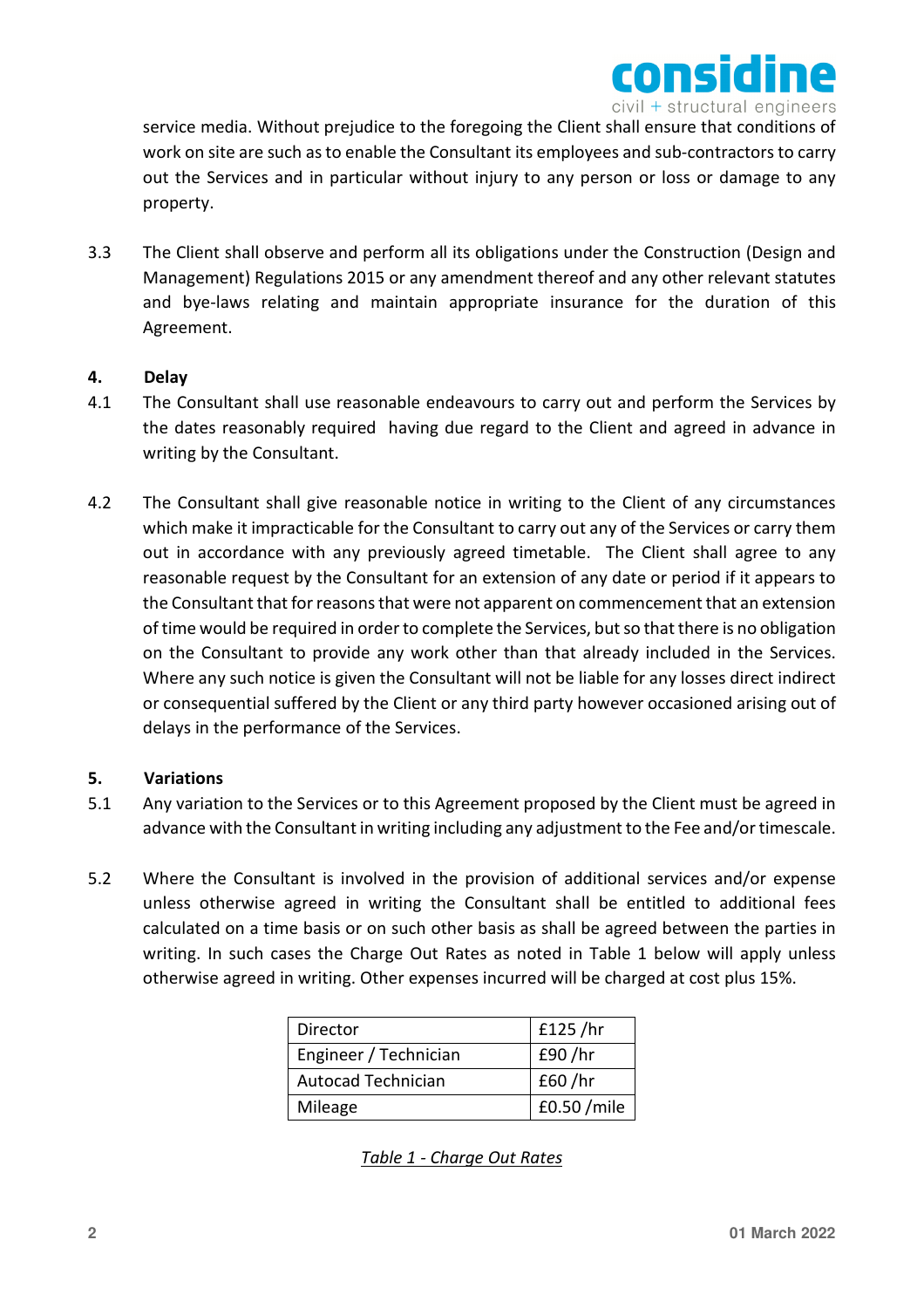service media. Without prejudice to the foregoing the Client shall ensure that conditions of work on site are such as to enable the Consultant its employees and sub-contractors to carry out the Services and in particular without injury to any person or loss or damage to any property.

3.3 The Client shall observe and perform all its obligations under the Construction (Design and Management) Regulations 2015 or any amendment thereof and any other relevant statutes and bye-laws relating and maintain appropriate insurance for the duration of this Agreement.

**4. Delay**

4.1 The Consultant shall use reasonable endeavours to carry out and perform the Services by the dates reasonably required having due regard to the Client and agreed in advance in writing by the Consultant.

4.2 The Consultant shall give reasonable notice in writing to the Client of any circumstances which make it impracticable for the Consultant to carry out any of the Services or carry them out in accordance with any previously agreed timetable. The Client shall agree to any reasonable request by the Consultant for an extension of any date or period if it appears to the Consultant that for reasons that were not apparent on commencement that an extension of time would be required in order to complete the Services, but so that there is no obligation on the Consultant to provide any work other than that already included in the Services. Where any such notice is given the Consultant will not be liable for any losses direct indirect or consequential suffered by the Client or any third party however occasioned arising out of delays in the performance of the Services.

**5. Variations**

5.1 Any variation to the Services or to this Agreement proposed by the Client must be agreed in advance with the Consultant in writing including any adjustment to the Fee and/or timescale.

5.2 Where the Consultant is involved in the provision of additional services and/or expense unless otherwise agreed in writing the Consultant shall be entitled to additional fees calculated on a time basis or on such other basis as shall be agreed between the parties in writing. In such cases the Charge Out Rates as noted in Table 1 below will apply unless otherwise agreed in writing. Other expenses incurred will be charged at cost plus 15%.

| Role | Rate |
|---|---|
| Director | £125 /hr |
| Engineer / Technician | £90 /hr |
| Autocad Technician | £60 /hr |
| Mileage | £0.50 /mile |

*Table 1 - Charge Out Rates*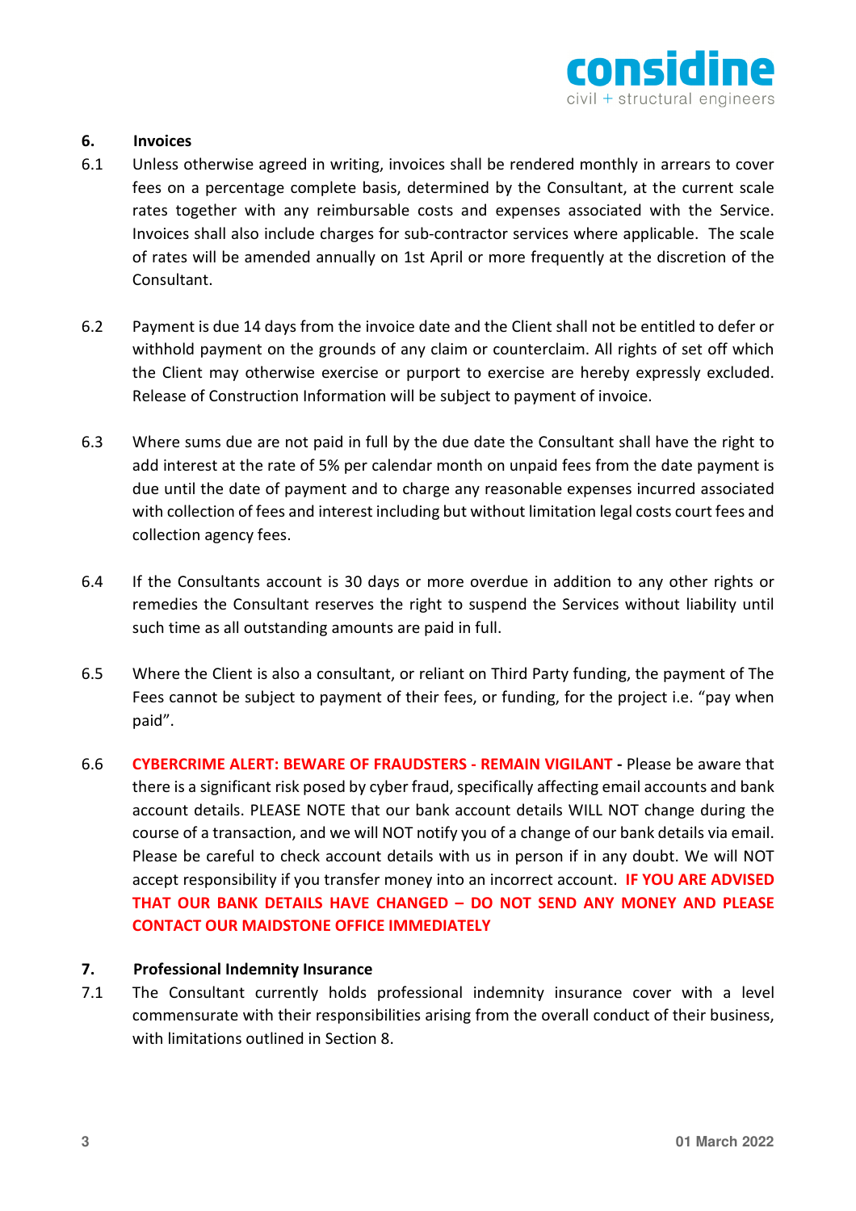## 6. Invoices

6.1 Unless otherwise agreed in writing, invoices shall be rendered monthly in arrears to cover fees on a percentage complete basis, determined by the Consultant, at the current scale rates together with any reimbursable costs and expenses associated with the Service. Invoices shall also include charges for sub-contractor services where applicable. The scale of rates will be amended annually on 1st April or more frequently at the discretion of the Consultant.

6.2 Payment is due 14 days from the invoice date and the Client shall not be entitled to defer or withhold payment on the grounds of any claim or counterclaim. All rights of set off which the Client may otherwise exercise or purport to exercise are hereby expressly excluded. Release of Construction Information will be subject to payment of invoice.

6.3 Where sums due are not paid in full by the due date the Consultant shall have the right to add interest at the rate of 5% per calendar month on unpaid fees from the date payment is due until the date of payment and to charge any reasonable expenses incurred associated with collection of fees and interest including but without limitation legal costs court fees and collection agency fees.

6.4 If the Consultants account is 30 days or more overdue in addition to any other rights or remedies the Consultant reserves the right to suspend the Services without liability until such time as all outstanding amounts are paid in full.

6.5 Where the Client is also a consultant, or reliant on Third Party funding, the payment of The Fees cannot be subject to payment of their fees, or funding, for the project i.e. "pay when paid".

6.6 **CYBERCRIME ALERT: BEWARE OF FRAUDSTERS - REMAIN VIGILANT -** Please be aware that there is a significant risk posed by cyber fraud, specifically affecting email accounts and bank account details. PLEASE NOTE that our bank account details WILL NOT change during the course of a transaction, and we will NOT notify you of a change of our bank details via email. Please be careful to check account details with us in person if in any doubt. We will NOT accept responsibility if you transfer money into an incorrect account. **IF YOU ARE ADVISED THAT OUR BANK DETAILS HAVE CHANGED – DO NOT SEND ANY MONEY AND PLEASE CONTACT OUR MAIDSTONE OFFICE IMMEDIATELY**

## 7. Professional Indemnity Insurance

7.1 The Consultant currently holds professional indemnity insurance cover with a level commensurate with their responsibilities arising from the overall conduct of their business, with limitations outlined in Section 8.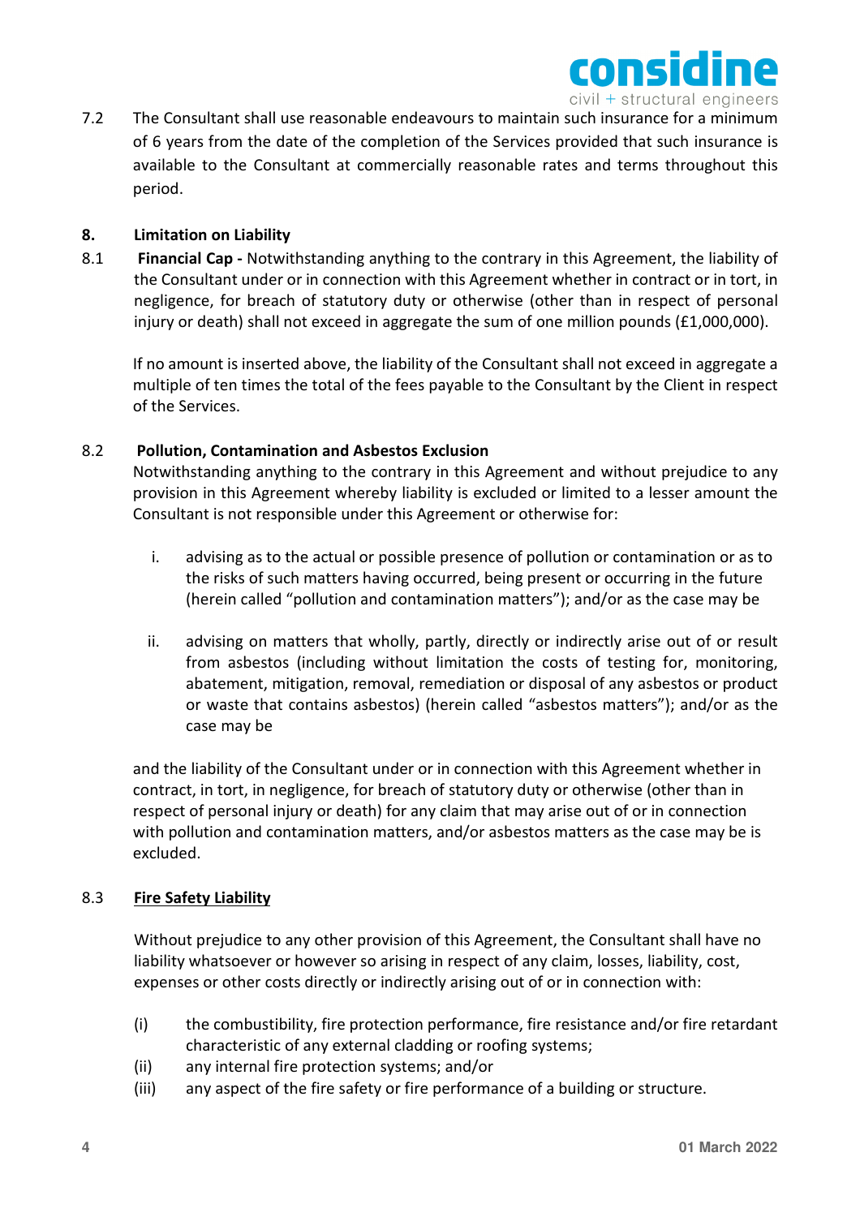7.2 The Consultant shall use reasonable endeavours to maintain such insurance for a minimum of 6 years from the date of the completion of the Services provided that such insurance is available to the Consultant at commercially reasonable rates and terms throughout this period.

## 8. Limitation on Liability

8.1 **Financial Cap -** Notwithstanding anything to the contrary in this Agreement, the liability of the Consultant under or in connection with this Agreement whether in contract or in tort, in negligence, for breach of statutory duty or otherwise (other than in respect of personal injury or death) shall not exceed in aggregate the sum of one million pounds (£1,000,000).

If no amount is inserted above, the liability of the Consultant shall not exceed in aggregate a multiple of ten times the total of the fees payable to the Consultant by the Client in respect of the Services.

8.2 **Pollution, Contamination and Asbestos Exclusion**

Notwithstanding anything to the contrary in this Agreement and without prejudice to any provision in this Agreement whereby liability is excluded or limited to a lesser amount the Consultant is not responsible under this Agreement or otherwise for:

i. advising as to the actual or possible presence of pollution or contamination or as to the risks of such matters having occurred, being present or occurring in the future (herein called "pollution and contamination matters"); and/or as the case may be

ii. advising on matters that wholly, partly, directly or indirectly arise out of or result from asbestos (including without limitation the costs of testing for, monitoring, abatement, mitigation, removal, remediation or disposal of any asbestos or product or waste that contains asbestos) (herein called "asbestos matters"); and/or as the case may be

and the liability of the Consultant under or in connection with this Agreement whether in contract, in tort, in negligence, for breach of statutory duty or otherwise (other than in respect of personal injury or death) for any claim that may arise out of or in connection with pollution and contamination matters, and/or asbestos matters as the case may be is excluded.

8.3 **Fire Safety Liability**

Without prejudice to any other provision of this Agreement, the Consultant shall have no liability whatsoever or however so arising in respect of any claim, losses, liability, cost, expenses or other costs directly or indirectly arising out of or in connection with:

(i) the combustibility, fire protection performance, fire resistance and/or fire retardant characteristic of any external cladding or roofing systems;

(ii) any internal fire protection systems; and/or

(iii) any aspect of the fire safety or fire performance of a building or structure.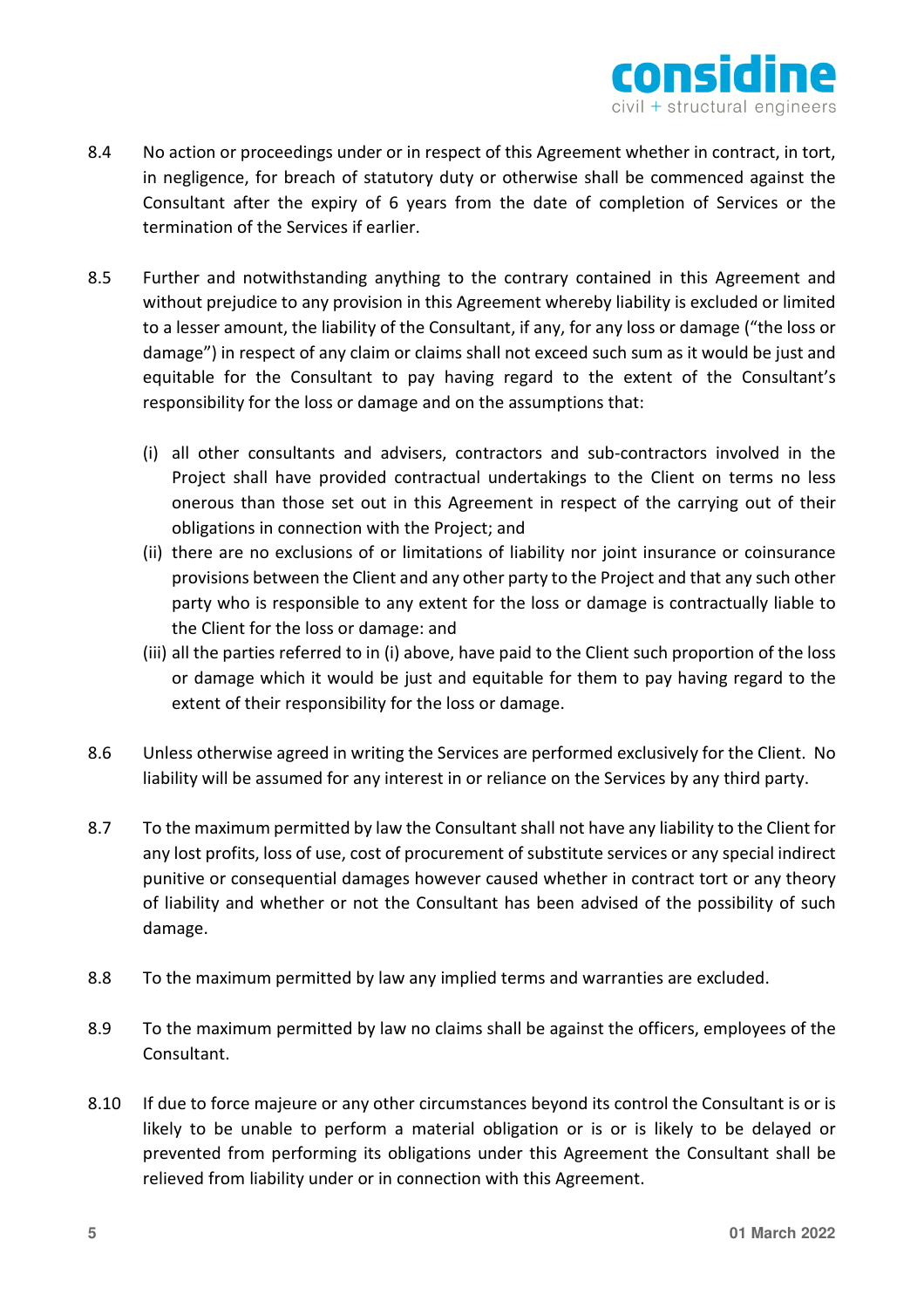8.4 No action or proceedings under or in respect of this Agreement whether in contract, in tort, in negligence, for breach of statutory duty or otherwise shall be commenced against the Consultant after the expiry of 6 years from the date of completion of Services or the termination of the Services if earlier.

8.5 Further and notwithstanding anything to the contrary contained in this Agreement and without prejudice to any provision in this Agreement whereby liability is excluded or limited to a lesser amount, the liability of the Consultant, if any, for any loss or damage ("the loss or damage") in respect of any claim or claims shall not exceed such sum as it would be just and equitable for the Consultant to pay having regard to the extent of the Consultant's responsibility for the loss or damage and on the assumptions that:

(i) all other consultants and advisers, contractors and sub-contractors involved in the Project shall have provided contractual undertakings to the Client on terms no less onerous than those set out in this Agreement in respect of the carrying out of their obligations in connection with the Project; and

(ii) there are no exclusions of or limitations of liability nor joint insurance or coinsurance provisions between the Client and any other party to the Project and that any such other party who is responsible to any extent for the loss or damage is contractually liable to the Client for the loss or damage: and

(iii) all the parties referred to in (i) above, have paid to the Client such proportion of the loss or damage which it would be just and equitable for them to pay having regard to the extent of their responsibility for the loss or damage.

8.6 Unless otherwise agreed in writing the Services are performed exclusively for the Client. No liability will be assumed for any interest in or reliance on the Services by any third party.

8.7 To the maximum permitted by law the Consultant shall not have any liability to the Client for any lost profits, loss of use, cost of procurement of substitute services or any special indirect punitive or consequential damages however caused whether in contract tort or any theory of liability and whether or not the Consultant has been advised of the possibility of such damage.

8.8 To the maximum permitted by law any implied terms and warranties are excluded.

8.9 To the maximum permitted by law no claims shall be against the officers, employees of the Consultant.

8.10 If due to force majeure or any other circumstances beyond its control the Consultant is or is likely to be unable to perform a material obligation or is or is likely to be delayed or prevented from performing its obligations under this Agreement the Consultant shall be relieved from liability under or in connection with this Agreement.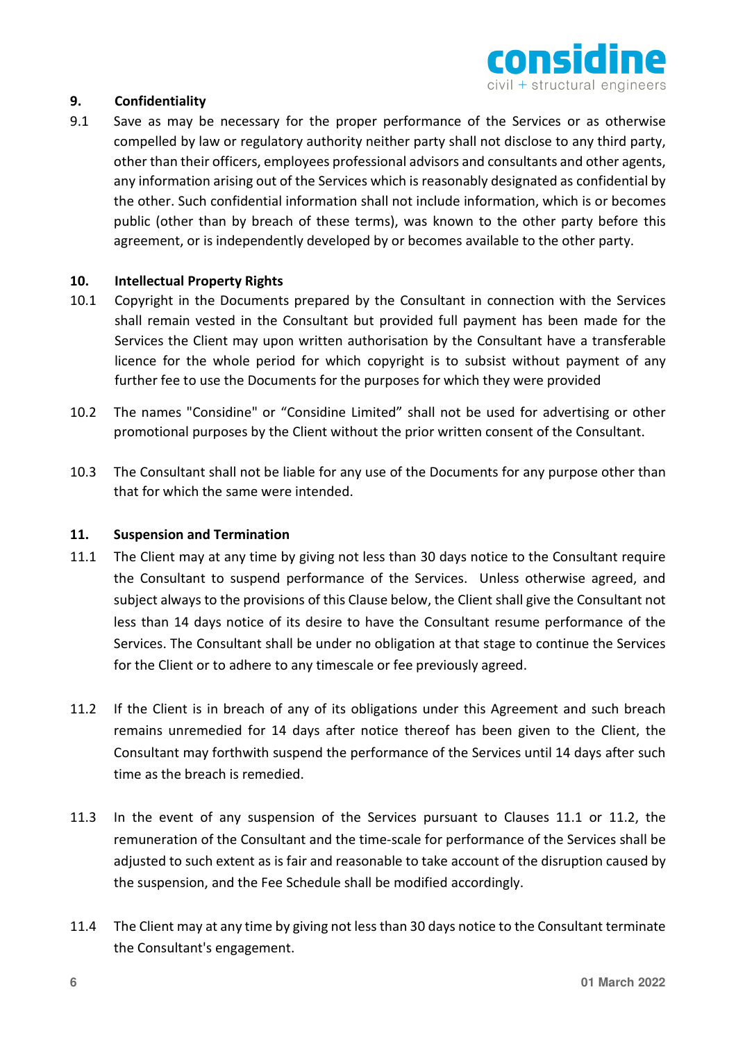## 9. Confidentiality

9.1 Save as may be necessary for the proper performance of the Services or as otherwise compelled by law or regulatory authority neither party shall not disclose to any third party, other than their officers, employees professional advisors and consultants and other agents, any information arising out of the Services which is reasonably designated as confidential by the other. Such confidential information shall not include information, which is or becomes public (other than by breach of these terms), was known to the other party before this agreement, or is independently developed by or becomes available to the other party.

## 10. Intellectual Property Rights

10.1 Copyright in the Documents prepared by the Consultant in connection with the Services shall remain vested in the Consultant but provided full payment has been made for the Services the Client may upon written authorisation by the Consultant have a transferable licence for the whole period for which copyright is to subsist without payment of any further fee to use the Documents for the purposes for which they were provided

10.2 The names "Considine" or "Considine Limited" shall not be used for advertising or other promotional purposes by the Client without the prior written consent of the Consultant.

10.3 The Consultant shall not be liable for any use of the Documents for any purpose other than that for which the same were intended.

## 11. Suspension and Termination

11.1 The Client may at any time by giving not less than 30 days notice to the Consultant require the Consultant to suspend performance of the Services. Unless otherwise agreed, and subject always to the provisions of this Clause below, the Client shall give the Consultant not less than 14 days notice of its desire to have the Consultant resume performance of the Services. The Consultant shall be under no obligation at that stage to continue the Services for the Client or to adhere to any timescale or fee previously agreed.

11.2 If the Client is in breach of any of its obligations under this Agreement and such breach remains unremedied for 14 days after notice thereof has been given to the Client, the Consultant may forthwith suspend the performance of the Services until 14 days after such time as the breach is remedied.

11.3 In the event of any suspension of the Services pursuant to Clauses 11.1 or 11.2, the remuneration of the Consultant and the time-scale for performance of the Services shall be adjusted to such extent as is fair and reasonable to take account of the disruption caused by the suspension, and the Fee Schedule shall be modified accordingly.

11.4 The Client may at any time by giving not less than 30 days notice to the Consultant terminate the Consultant's engagement.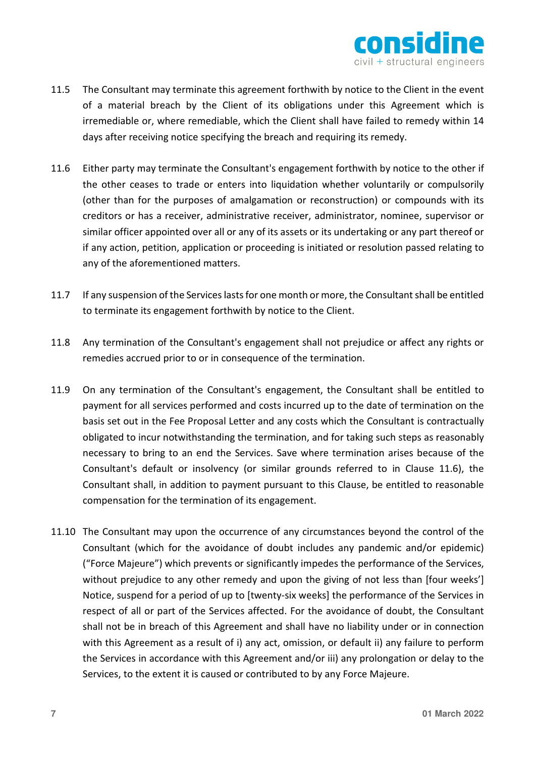11.5 The Consultant may terminate this agreement forthwith by notice to the Client in the event of a material breach by the Client of its obligations under this Agreement which is irremediable or, where remediable, which the Client shall have failed to remedy within 14 days after receiving notice specifying the breach and requiring its remedy.

11.6 Either party may terminate the Consultant's engagement forthwith by notice to the other if the other ceases to trade or enters into liquidation whether voluntarily or compulsorily (other than for the purposes of amalgamation or reconstruction) or compounds with its creditors or has a receiver, administrative receiver, administrator, nominee, supervisor or similar officer appointed over all or any of its assets or its undertaking or any part thereof or if any action, petition, application or proceeding is initiated or resolution passed relating to any of the aforementioned matters.

11.7 If any suspension of the Services lasts for one month or more, the Consultant shall be entitled to terminate its engagement forthwith by notice to the Client.

11.8 Any termination of the Consultant's engagement shall not prejudice or affect any rights or remedies accrued prior to or in consequence of the termination.

11.9 On any termination of the Consultant's engagement, the Consultant shall be entitled to payment for all services performed and costs incurred up to the date of termination on the basis set out in the Fee Proposal Letter and any costs which the Consultant is contractually obligated to incur notwithstanding the termination, and for taking such steps as reasonably necessary to bring to an end the Services. Save where termination arises because of the Consultant's default or insolvency (or similar grounds referred to in Clause 11.6), the Consultant shall, in addition to payment pursuant to this Clause, be entitled to reasonable compensation for the termination of its engagement.

11.10 The Consultant may upon the occurrence of any circumstances beyond the control of the Consultant (which for the avoidance of doubt includes any pandemic and/or epidemic) ("Force Majeure") which prevents or significantly impedes the performance of the Services, without prejudice to any other remedy and upon the giving of not less than [four weeks'] Notice, suspend for a period of up to [twenty-six weeks] the performance of the Services in respect of all or part of the Services affected. For the avoidance of doubt, the Consultant shall not be in breach of this Agreement and shall have no liability under or in connection with this Agreement as a result of i) any act, omission, or default ii) any failure to perform the Services in accordance with this Agreement and/or iii) any prolongation or delay to the Services, to the extent it is caused or contributed to by any Force Majeure.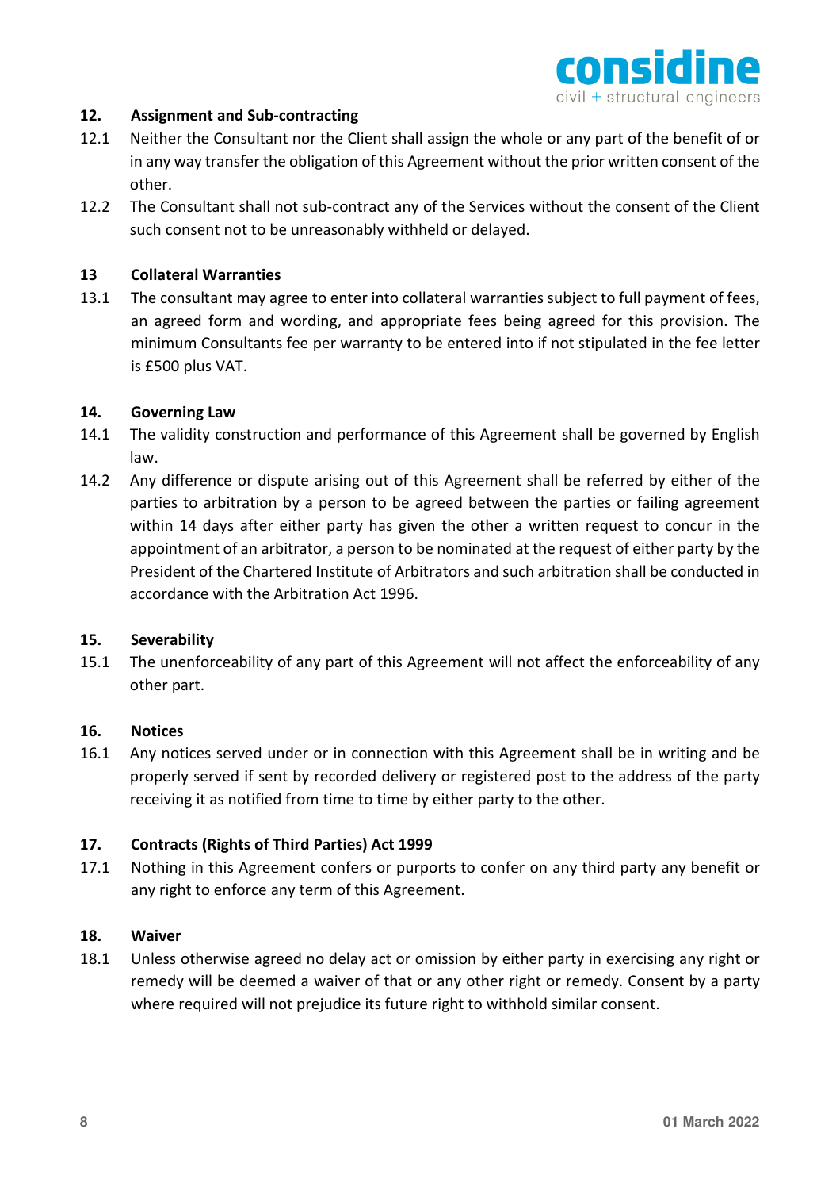## 12. Assignment and Sub-contracting

12.1 Neither the Consultant nor the Client shall assign the whole or any part of the benefit of or in any way transfer the obligation of this Agreement without the prior written consent of the other.

12.2 The Consultant shall not sub-contract any of the Services without the consent of the Client such consent not to be unreasonably withheld or delayed.

## 13 Collateral Warranties

13.1 The consultant may agree to enter into collateral warranties subject to full payment of fees, an agreed form and wording, and appropriate fees being agreed for this provision. The minimum Consultants fee per warranty to be entered into if not stipulated in the fee letter is £500 plus VAT.

## 14. Governing Law

14.1 The validity construction and performance of this Agreement shall be governed by English law.

14.2 Any difference or dispute arising out of this Agreement shall be referred by either of the parties to arbitration by a person to be agreed between the parties or failing agreement within 14 days after either party has given the other a written request to concur in the appointment of an arbitrator, a person to be nominated at the request of either party by the President of the Chartered Institute of Arbitrators and such arbitration shall be conducted in accordance with the Arbitration Act 1996.

## 15. Severability

15.1 The unenforceability of any part of this Agreement will not affect the enforceability of any other part.

## 16. Notices

16.1 Any notices served under or in connection with this Agreement shall be in writing and be properly served if sent by recorded delivery or registered post to the address of the party receiving it as notified from time to time by either party to the other.

## 17. Contracts (Rights of Third Parties) Act 1999

17.1 Nothing in this Agreement confers or purports to confer on any third party any benefit or any right to enforce any term of this Agreement.

## 18. Waiver

18.1 Unless otherwise agreed no delay act or omission by either party in exercising any right or remedy will be deemed a waiver of that or any other right or remedy. Consent by a party where required will not prejudice its future right to withhold similar consent.